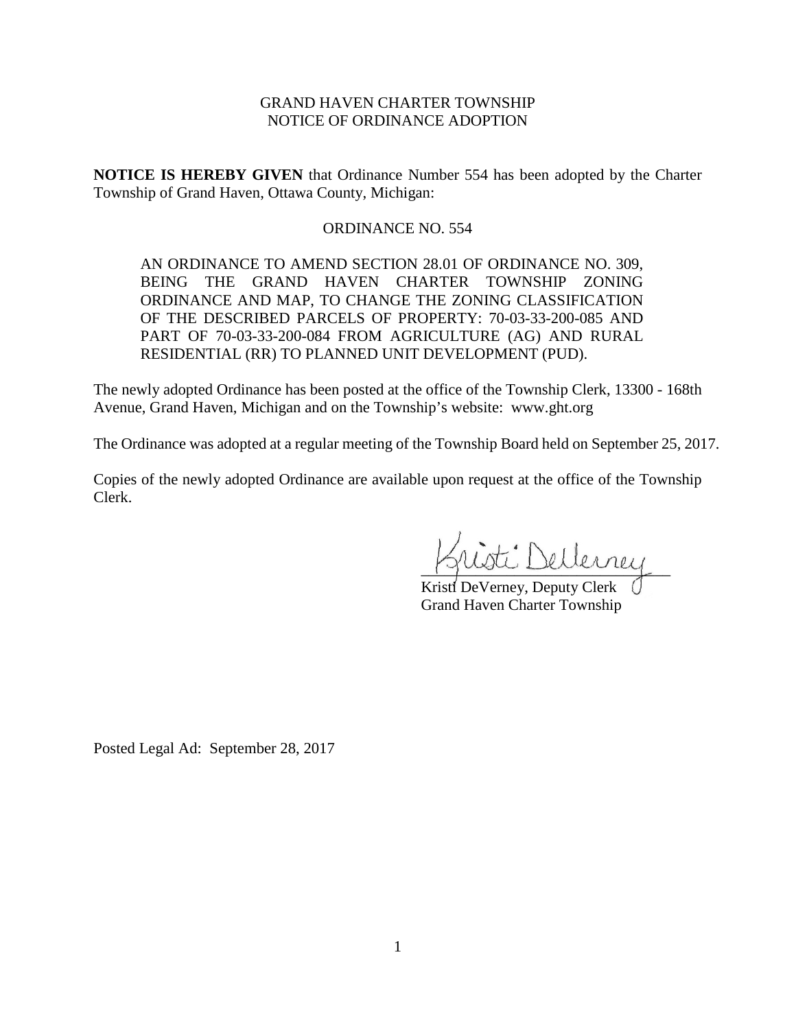GRAND HAVEN CHARTER TOWNSHIP
NOTICE OF ORDINANCE ADOPTION

**NOTICE IS HEREBY GIVEN** that Ordinance Number 554 has been adopted by the Charter Township of Grand Haven, Ottawa County, Michigan:

ORDINANCE NO. 554

> AN ORDINANCE TO AMEND SECTION 28.01 OF ORDINANCE NO. 309, BEING THE GRAND HAVEN CHARTER TOWNSHIP ZONING ORDINANCE AND MAP, TO CHANGE THE ZONING CLASSIFICATION OF THE DESCRIBED PARCELS OF PROPERTY: 70-03-33-200-085 AND PART OF 70-03-33-200-084 FROM AGRICULTURE (AG) AND RURAL RESIDENTIAL (RR) TO PLANNED UNIT DEVELOPMENT (PUD).

The newly adopted Ordinance has been posted at the office of the Township Clerk, 13300 - 168th Avenue, Grand Haven, Michigan and on the Township's website: www.ght.org

The Ordinance was adopted at a regular meeting of the Township Board held on September 25, 2017.

Copies of the newly adopted Ordinance are available upon request at the office of the Township Clerk.

Kristi DeVerney, Deputy Clerk
Grand Haven Charter Township

Posted Legal Ad: September 28, 2017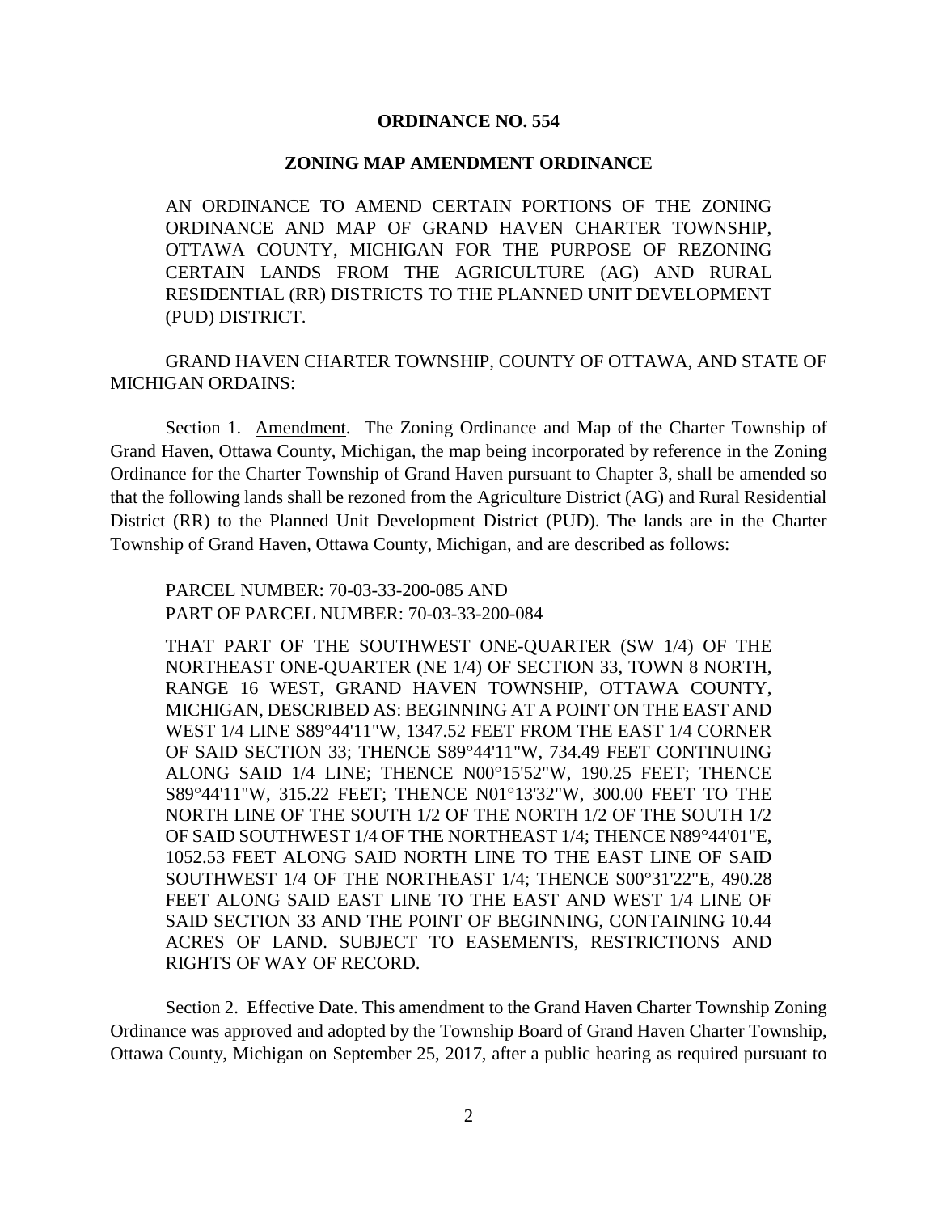**ORDINANCE NO. 554**

**ZONING MAP AMENDMENT ORDINANCE**

AN ORDINANCE TO AMEND CERTAIN PORTIONS OF THE ZONING ORDINANCE AND MAP OF GRAND HAVEN CHARTER TOWNSHIP, OTTAWA COUNTY, MICHIGAN FOR THE PURPOSE OF REZONING CERTAIN LANDS FROM THE AGRICULTURE (AG) AND RURAL RESIDENTIAL (RR) DISTRICTS TO THE PLANNED UNIT DEVELOPMENT (PUD) DISTRICT.

GRAND HAVEN CHARTER TOWNSHIP, COUNTY OF OTTAWA, AND STATE OF MICHIGAN ORDAINS:

Section 1. Amendment. The Zoning Ordinance and Map of the Charter Township of Grand Haven, Ottawa County, Michigan, the map being incorporated by reference in the Zoning Ordinance for the Charter Township of Grand Haven pursuant to Chapter 3, shall be amended so that the following lands shall be rezoned from the Agriculture District (AG) and Rural Residential District (RR) to the Planned Unit Development District (PUD). The lands are in the Charter Township of Grand Haven, Ottawa County, Michigan, and are described as follows:

PARCEL NUMBER: 70-03-33-200-085 AND
PART OF PARCEL NUMBER: 70-03-33-200-084

THAT PART OF THE SOUTHWEST ONE-QUARTER (SW 1/4) OF THE NORTHEAST ONE-QUARTER (NE 1/4) OF SECTION 33, TOWN 8 NORTH, RANGE 16 WEST, GRAND HAVEN TOWNSHIP, OTTAWA COUNTY, MICHIGAN, DESCRIBED AS: BEGINNING AT A POINT ON THE EAST AND WEST 1/4 LINE S89°44'11"W, 1347.52 FEET FROM THE EAST 1/4 CORNER OF SAID SECTION 33; THENCE S89°44'11"W, 734.49 FEET CONTINUING ALONG SAID 1/4 LINE; THENCE N00°15'52"W, 190.25 FEET; THENCE S89°44'11"W, 315.22 FEET; THENCE N01°13'32"W, 300.00 FEET TO THE NORTH LINE OF THE SOUTH 1/2 OF THE NORTH 1/2 OF THE SOUTH 1/2 OF SAID SOUTHWEST 1/4 OF THE NORTHEAST 1/4; THENCE N89°44'01"E, 1052.53 FEET ALONG SAID NORTH LINE TO THE EAST LINE OF SAID SOUTHWEST 1/4 OF THE NORTHEAST 1/4; THENCE S00°31'22"E, 490.28 FEET ALONG SAID EAST LINE TO THE EAST AND WEST 1/4 LINE OF SAID SECTION 33 AND THE POINT OF BEGINNING, CONTAINING 10.44 ACRES OF LAND. SUBJECT TO EASEMENTS, RESTRICTIONS AND RIGHTS OF WAY OF RECORD.

Section 2. Effective Date. This amendment to the Grand Haven Charter Township Zoning Ordinance was approved and adopted by the Township Board of Grand Haven Charter Township, Ottawa County, Michigan on September 25, 2017, after a public hearing as required pursuant to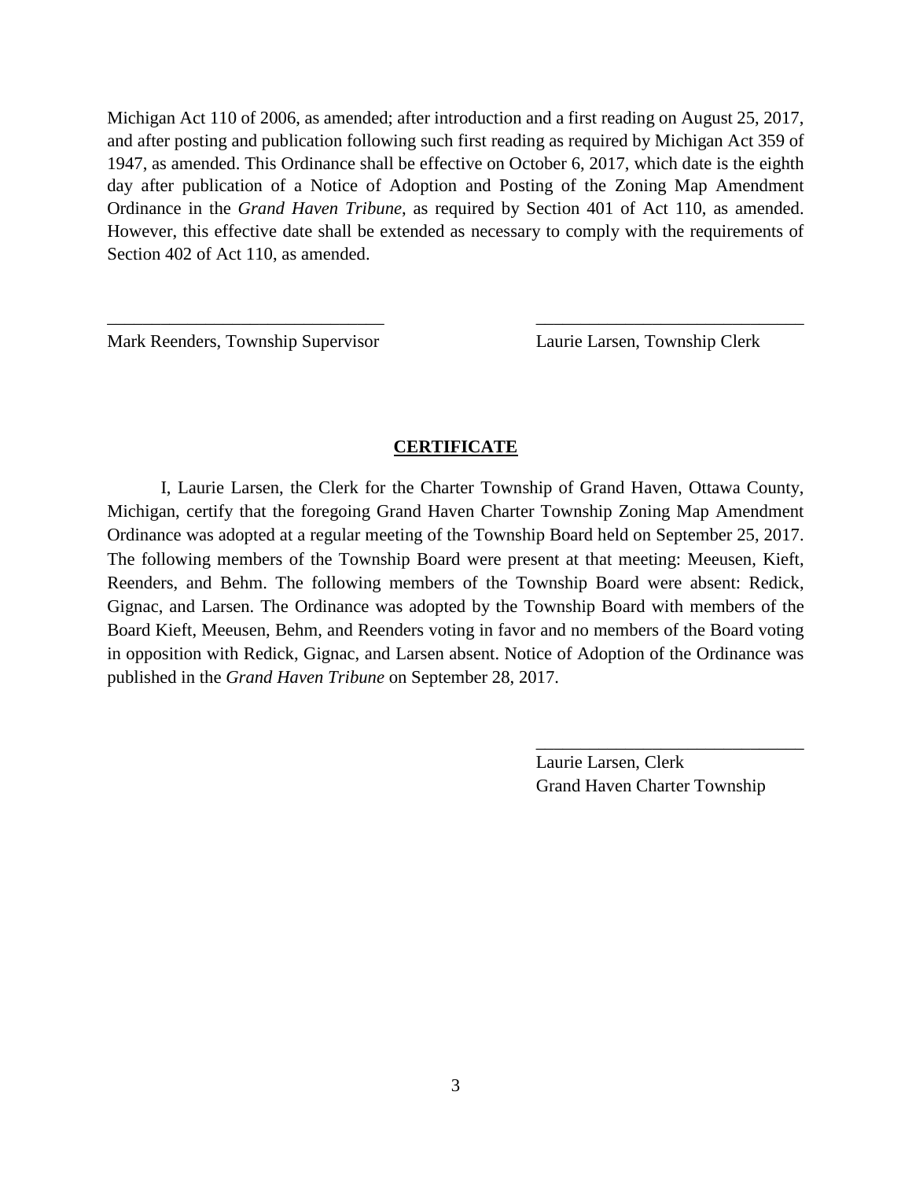Michigan Act 110 of 2006, as amended; after introduction and a first reading on August 25, 2017, and after posting and publication following such first reading as required by Michigan Act 359 of 1947, as amended. This Ordinance shall be effective on October 6, 2017, which date is the eighth day after publication of a Notice of Adoption and Posting of the Zoning Map Amendment Ordinance in the *Grand Haven Tribune*, as required by Section 401 of Act 110, as amended. However, this effective date shall be extended as necessary to comply with the requirements of Section 402 of Act 110, as amended.

_______________________________ Mark Reenders, Township Supervisor

_______________________________ Laurie Larsen, Township Clerk

## CERTIFICATE

I, Laurie Larsen, the Clerk for the Charter Township of Grand Haven, Ottawa County, Michigan, certify that the foregoing Grand Haven Charter Township Zoning Map Amendment Ordinance was adopted at a regular meeting of the Township Board held on September 25, 2017. The following members of the Township Board were present at that meeting: Meeusen, Kieft, Reenders, and Behm. The following members of the Township Board were absent: Redick, Gignac, and Larsen. The Ordinance was adopted by the Township Board with members of the Board Kieft, Meeusen, Behm, and Reenders voting in favor and no members of the Board voting in opposition with Redick, Gignac, and Larsen absent. Notice of Adoption of the Ordinance was published in the *Grand Haven Tribune* on September 28, 2017.

_______________________________
Laurie Larsen, Clerk
Grand Haven Charter Township